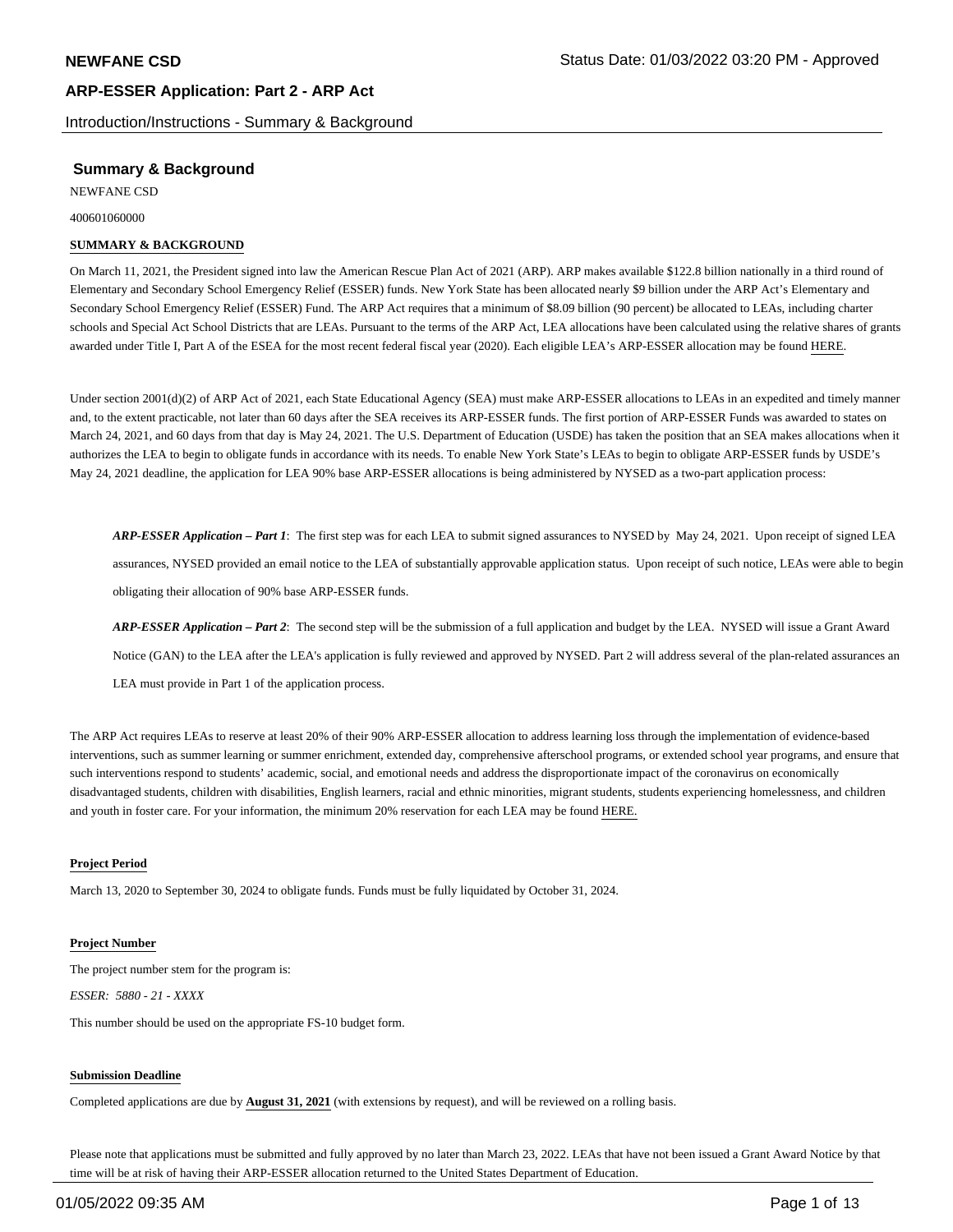# ARP-ESSER Application: Part 2 - ARP Act

Introduction/Instructions - Summary & Background

## Summary & Background

NEWFANE CSD

400601060000

**SUMMARY & BACKGROUND**

On March 11, 2021, the President signed into law the American Rescue Plan Act of 2021 (ARP). ARP makes available $122.8 billion nationally in a third round of Elementary and Secondary School Emergency Relief (ESSER) funds. New York State has been allocated nearly $9 billion under the ARP Act's Elementary and Secondary School Emergency Relief (ESSER) Fund. The ARP Act requires that a minimum of $8.09 billion (90 percent) be allocated to LEAs, including charter schools and Special Act School Districts that are LEAs. Pursuant to the terms of the ARP Act, LEA allocations have been calculated using the relative shares of grants awarded under Title I, Part A of the ESEA for the most recent federal fiscal year (2020). Each eligible LEA's ARP-ESSER allocation may be found HERE.

Under section 2001(d)(2) of ARP Act of 2021, each State Educational Agency (SEA) must make ARP-ESSER allocations to LEAs in an expedited and timely manner and, to the extent practicable, not later than 60 days after the SEA receives its ARP-ESSER funds. The first portion of ARP-ESSER Funds was awarded to states on March 24, 2021, and 60 days from that day is May 24, 2021. The U.S. Department of Education (USDE) has taken the position that an SEA makes allocations when it authorizes the LEA to begin to obligate funds in accordance with its needs. To enable New York State's LEAs to begin to obligate ARP-ESSER funds by USDE's May 24, 2021 deadline, the application for LEA 90% base ARP-ESSER allocations is being administered by NYSED as a two-part application process:

***ARP-ESSER Application – Part 1***: The first step was for each LEA to submit signed assurances to NYSED by May 24, 2021. Upon receipt of signed LEA assurances, NYSED provided an email notice to the LEA of substantially approvable application status. Upon receipt of such notice, LEAs were able to begin obligating their allocation of 90% base ARP-ESSER funds.

***ARP-ESSER Application – Part 2***: The second step will be the submission of a full application and budget by the LEA. NYSED will issue a Grant Award Notice (GAN) to the LEA after the LEA's application is fully reviewed and approved by NYSED. Part 2 will address several of the plan-related assurances an LEA must provide in Part 1 of the application process.

The ARP Act requires LEAs to reserve at least 20% of their 90% ARP-ESSER allocation to address learning loss through the implementation of evidence-based interventions, such as summer learning or summer enrichment, extended day, comprehensive afterschool programs, or extended school year programs, and ensure that such interventions respond to students' academic, social, and emotional needs and address the disproportionate impact of the coronavirus on economically disadvantaged students, children with disabilities, English learners, racial and ethnic minorities, migrant students, students experiencing homelessness, and children and youth in foster care. For your information, the minimum 20% reservation for each LEA may be found HERE.

**Project Period**

March 13, 2020 to September 30, 2024 to obligate funds. Funds must be fully liquidated by October 31, 2024.

**Project Number**

The project number stem for the program is:

*ESSER: 5880 - 21 - XXXX*

This number should be used on the appropriate FS-10 budget form.

**Submission Deadline**

Completed applications are due by **August 31, 2021** (with extensions by request), and will be reviewed on a rolling basis.

Please note that applications must be submitted and fully approved by no later than March 23, 2022. LEAs that have not been issued a Grant Award Notice by that time will be at risk of having their ARP-ESSER allocation returned to the United States Department of Education.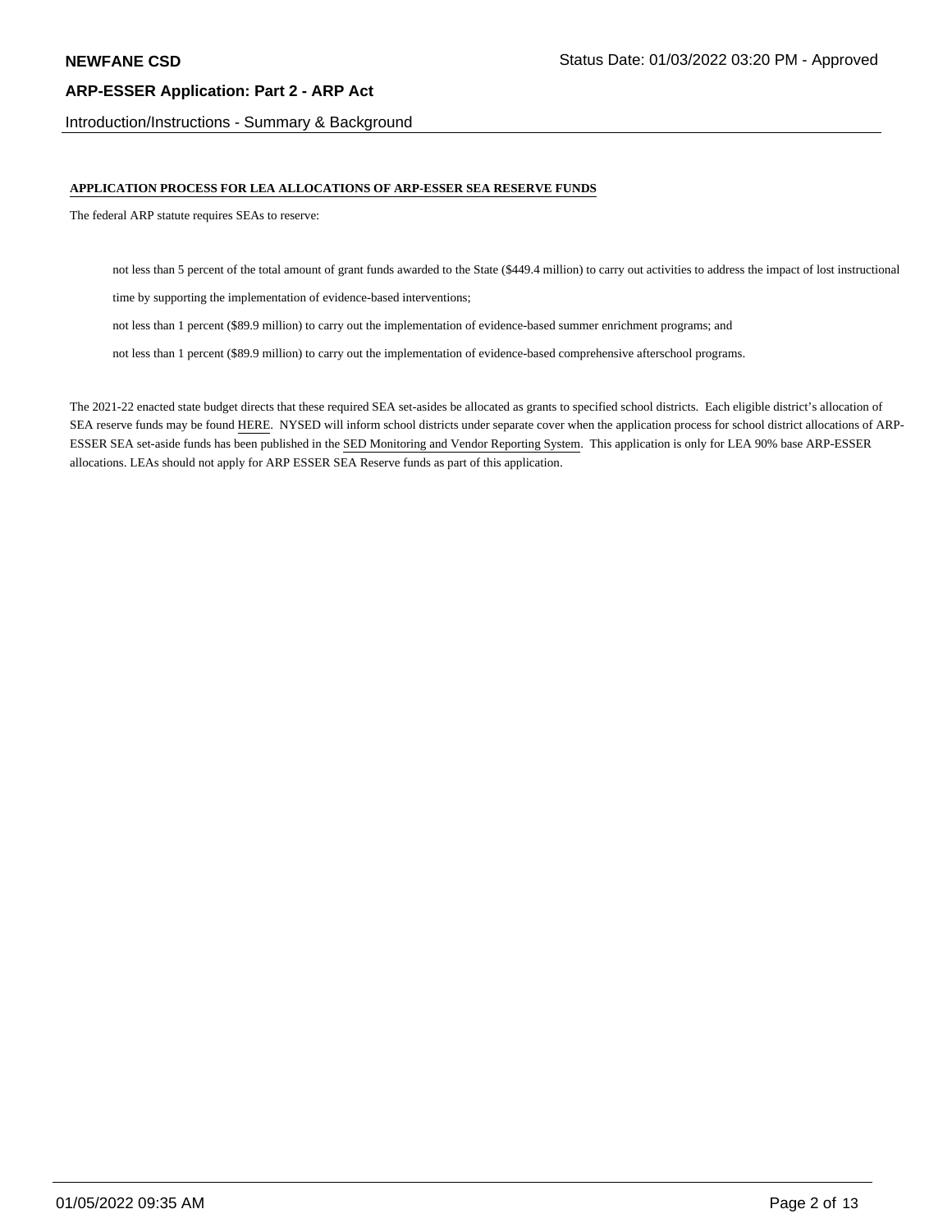## APPLICATION PROCESS FOR LEA ALLOCATIONS OF ARP-ESSER SEA RESERVE FUNDS

The federal ARP statute requires SEAs to reserve:

- not less than 5 percent of the total amount of grant funds awarded to the State ($449.4 million) to carry out activities to address the impact of lost instructional time by supporting the implementation of evidence-based interventions;
- not less than 1 percent ($89.9 million) to carry out the implementation of evidence-based summer enrichment programs; and
- not less than 1 percent ($89.9 million) to carry out the implementation of evidence-based comprehensive afterschool programs.

The 2021-22 enacted state budget directs that these required SEA set-asides be allocated as grants to specified school districts. Each eligible district's allocation of SEA reserve funds may be found HERE. NYSED will inform school districts under separate cover when the application process for school district allocations of ARP-ESSER SEA set-aside funds has been published in the SED Monitoring and Vendor Reporting System. This application is only for LEA 90% base ARP-ESSER allocations. LEAs should not apply for ARP ESSER SEA Reserve funds as part of this application.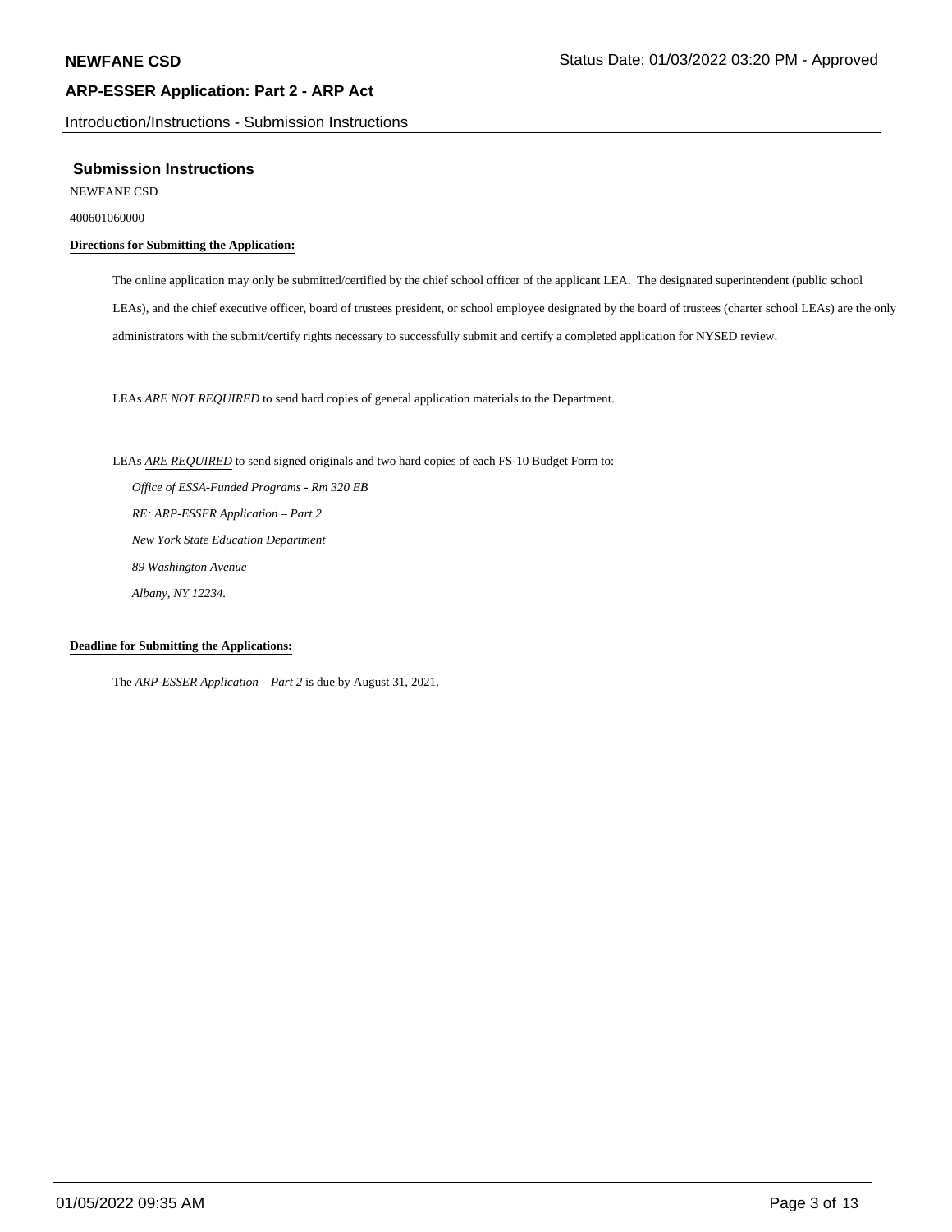## Submission Instructions

NEWFANE CSD

400601060000

**Directions for Submitting the Application:**

The online application may only be submitted/certified by the chief school officer of the applicant LEA. The designated superintendent (public school LEAs), and the chief executive officer, board of trustees president, or school employee designated by the board of trustees (charter school LEAs) are the only administrators with the submit/certify rights necessary to successfully submit and certify a completed application for NYSED review.

LEAs *ARE NOT REQUIRED* to send hard copies of general application materials to the Department.

LEAs *ARE REQUIRED* to send signed originals and two hard copies of each FS-10 Budget Form to:

*Office of ESSA-Funded Programs - Rm 320 EB*
*RE: ARP-ESSER Application – Part 2*
*New York State Education Department*
*89 Washington Avenue*
*Albany, NY 12234.*

**Deadline for Submitting the Applications:**

The *ARP-ESSER Application – Part 2* is due by August 31, 2021.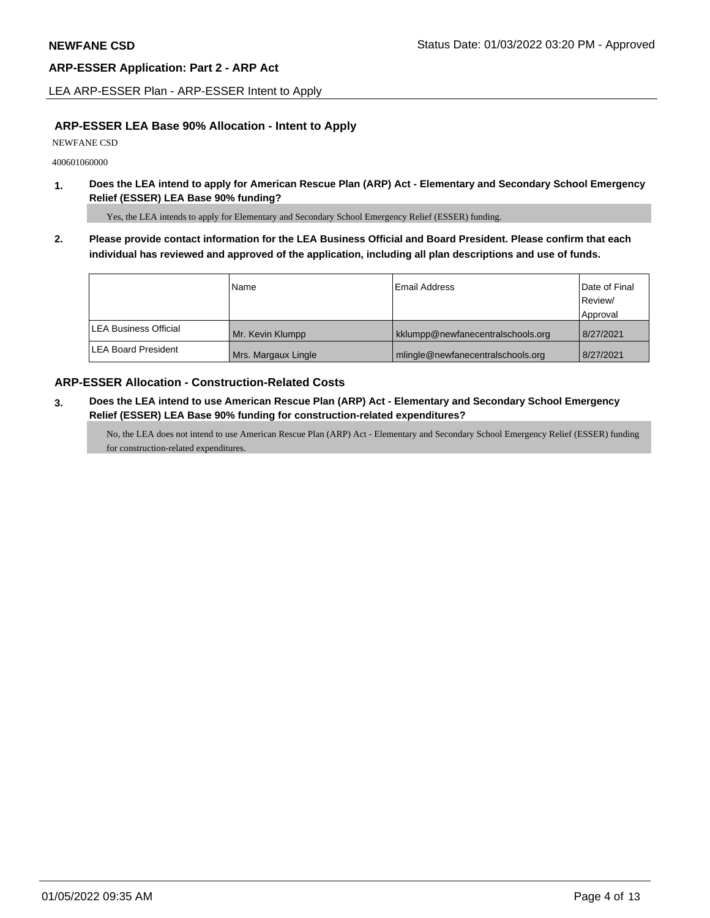## ARP-ESSER LEA Base 90% Allocation - Intent to Apply

NEWFANE CSD

400601060000

**1. Does the LEA intend to apply for American Rescue Plan (ARP) Act - Elementary and Secondary School Emergency Relief (ESSER) LEA Base 90% funding?**

Yes, the LEA intends to apply for Elementary and Secondary School Emergency Relief (ESSER) funding.

**2. Please provide contact information for the LEA Business Official and Board President. Please confirm that each individual has reviewed and approved of the application, including all plan descriptions and use of funds.**

| | Name | Email Address | Date of Final Review/ Approval |
|---|---|---|---|
| LEA Business Official | Mr. Kevin Klumpp | kklumpp@newfanecentralschools.org | 8/27/2021 |
| LEA Board President | Mrs. Margaux Lingle | mlingle@newfanecentralschools.org | 8/27/2021 |

## ARP-ESSER Allocation - Construction-Related Costs

**3. Does the LEA intend to use American Rescue Plan (ARP) Act - Elementary and Secondary School Emergency Relief (ESSER) LEA Base 90% funding for construction-related expenditures?**

No, the LEA does not intend to use American Rescue Plan (ARP) Act - Elementary and Secondary School Emergency Relief (ESSER) funding for construction-related expenditures.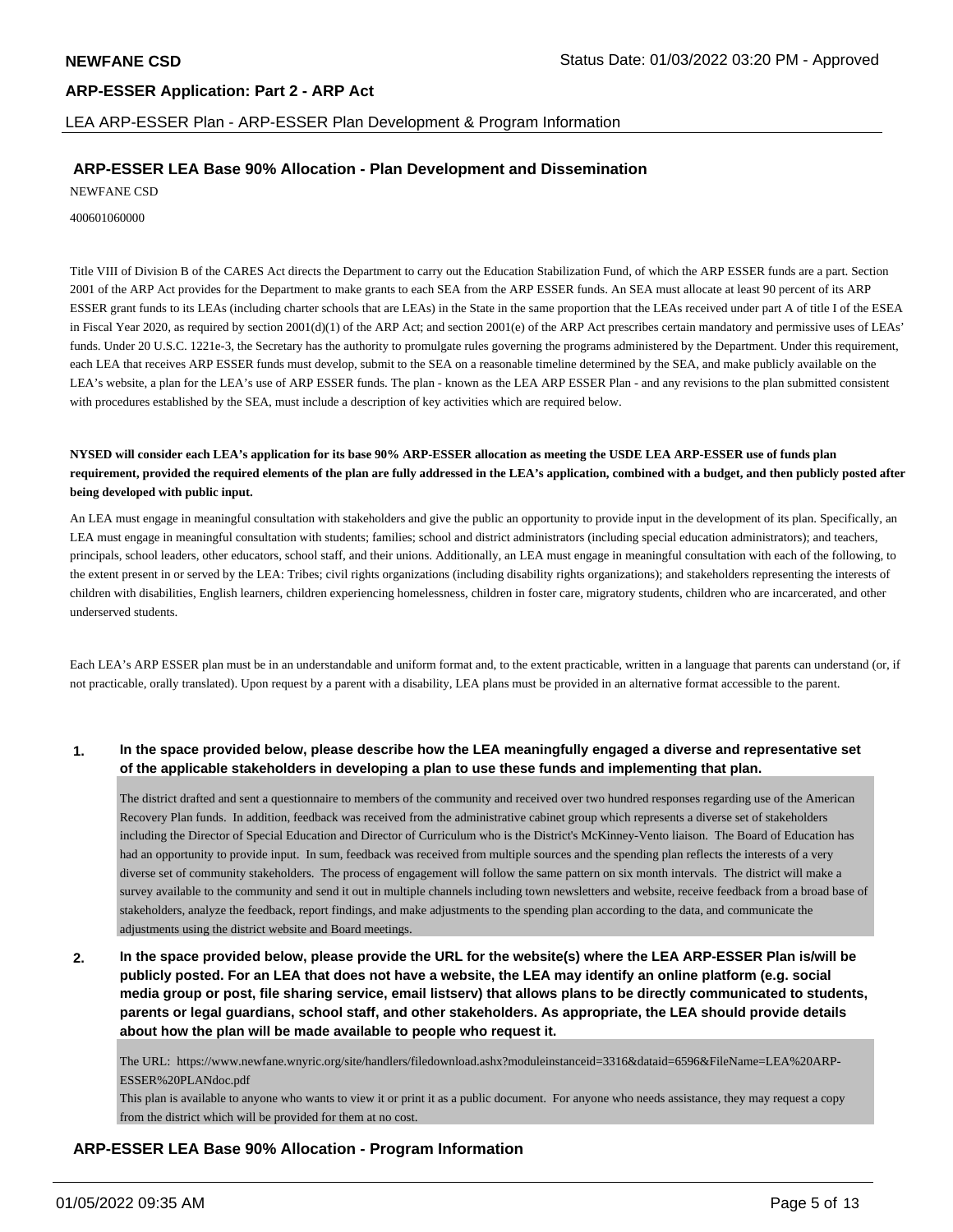## ARP-ESSER LEA Base 90% Allocation - Plan Development and Dissemination

NEWFANE CSD

400601060000

Title VIII of Division B of the CARES Act directs the Department to carry out the Education Stabilization Fund, of which the ARP ESSER funds are a part. Section 2001 of the ARP Act provides for the Department to make grants to each SEA from the ARP ESSER funds. An SEA must allocate at least 90 percent of its ARP ESSER grant funds to its LEAs (including charter schools that are LEAs) in the State in the same proportion that the LEAs received under part A of title I of the ESEA in Fiscal Year 2020, as required by section 2001(d)(1) of the ARP Act; and section 2001(e) of the ARP Act prescribes certain mandatory and permissive uses of LEAs' funds. Under 20 U.S.C. 1221e-3, the Secretary has the authority to promulgate rules governing the programs administered by the Department. Under this requirement, each LEA that receives ARP ESSER funds must develop, submit to the SEA on a reasonable timeline determined by the SEA, and make publicly available on the LEA's website, a plan for the LEA's use of ARP ESSER funds. The plan - known as the LEA ARP ESSER Plan - and any revisions to the plan submitted consistent with procedures established by the SEA, must include a description of key activities which are required below.

**NYSED will consider each LEA's application for its base 90% ARP-ESSER allocation as meeting the USDE LEA ARP-ESSER use of funds plan requirement, provided the required elements of the plan are fully addressed in the LEA's application, combined with a budget, and then publicly posted after being developed with public input.**

An LEA must engage in meaningful consultation with stakeholders and give the public an opportunity to provide input in the development of its plan. Specifically, an LEA must engage in meaningful consultation with students; families; school and district administrators (including special education administrators); and teachers, principals, school leaders, other educators, school staff, and their unions. Additionally, an LEA must engage in meaningful consultation with each of the following, to the extent present in or served by the LEA: Tribes; civil rights organizations (including disability rights organizations); and stakeholders representing the interests of children with disabilities, English learners, children experiencing homelessness, children in foster care, migratory students, children who are incarcerated, and other underserved students.

Each LEA's ARP ESSER plan must be in an understandable and uniform format and, to the extent practicable, written in a language that parents can understand (or, if not practicable, orally translated). Upon request by a parent with a disability, LEA plans must be provided in an alternative format accessible to the parent.

1. **In the space provided below, please describe how the LEA meaningfully engaged a diverse and representative set of the applicable stakeholders in developing a plan to use these funds and implementing that plan.**

   The district drafted and sent a questionnaire to members of the community and received over two hundred responses regarding use of the American Recovery Plan funds. In addition, feedback was received from the administrative cabinet group which represents a diverse set of stakeholders including the Director of Special Education and Director of Curriculum who is the District's McKinney-Vento liaison. The Board of Education has had an opportunity to provide input. In sum, feedback was received from multiple sources and the spending plan reflects the interests of a very diverse set of community stakeholders. The process of engagement will follow the same pattern on six month intervals. The district will make a survey available to the community and send it out in multiple channels including town newsletters and website, receive feedback from a broad base of stakeholders, analyze the feedback, report findings, and make adjustments to the spending plan according to the data, and communicate the adjustments using the district website and Board meetings.

2. **In the space provided below, please provide the URL for the website(s) where the LEA ARP-ESSER Plan is/will be publicly posted. For an LEA that does not have a website, the LEA may identify an online platform (e.g. social media group or post, file sharing service, email listserv) that allows plans to be directly communicated to students, parents or legal guardians, school staff, and other stakeholders. As appropriate, the LEA should provide details about how the plan will be made available to people who request it.**

   The URL: https://www.newfane.wnyric.org/site/handlers/filedownload.ashx?moduleinstanceid=3316&dataid=6596&FileName=LEA%20ARP-ESSER%20PLANdoc.pdf
   This plan is available to anyone who wants to view it or print it as a public document. For anyone who needs assistance, they may request a copy from the district which will be provided for them at no cost.

## ARP-ESSER LEA Base 90% Allocation - Program Information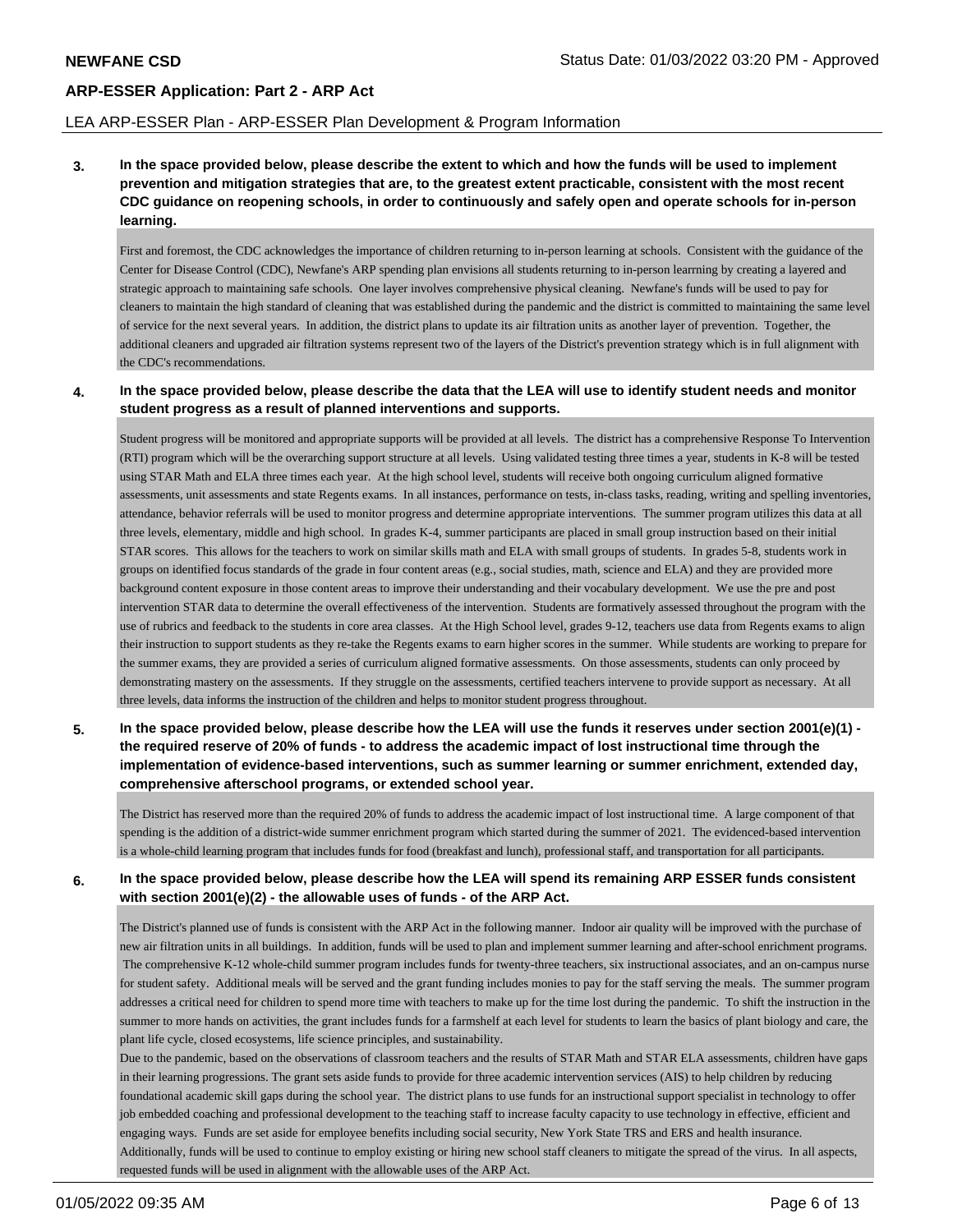**3. In the space provided below, please describe the extent to which and how the funds will be used to implement prevention and mitigation strategies that are, to the greatest extent practicable, consistent with the most recent CDC guidance on reopening schools, in order to continuously and safely open and operate schools for in-person learning.**

First and foremost, the CDC acknowledges the importance of children returning to in-person learning at schools. Consistent with the guidance of the Center for Disease Control (CDC), Newfane's ARP spending plan envisions all students returning to in-person learrning by creating a layered and strategic approach to maintaining safe schools. One layer involves comprehensive physical cleaning. Newfane's funds will be used to pay for cleaners to maintain the high standard of cleaning that was established during the pandemic and the district is committed to maintaining the same level of service for the next several years. In addition, the district plans to update its air filtration units as another layer of prevention. Together, the additional cleaners and upgraded air filtration systems represent two of the layers of the District's prevention strategy which is in full alignment with the CDC's recommendations.

**4. In the space provided below, please describe the data that the LEA will use to identify student needs and monitor student progress as a result of planned interventions and supports.**

Student progress will be monitored and appropriate supports will be provided at all levels. The district has a comprehensive Response To Intervention (RTI) program which will be the overarching support structure at all levels. Using validated testing three times a year, students in K-8 will be tested using STAR Math and ELA three times each year. At the high school level, students will receive both ongoing curriculum aligned formative assessments, unit assessments and state Regents exams. In all instances, performance on tests, in-class tasks, reading, writing and spelling inventories, attendance, behavior referrals will be used to monitor progress and determine appropriate interventions. The summer program utilizes this data at all three levels, elementary, middle and high school. In grades K-4, summer participants are placed in small group instruction based on their initial STAR scores. This allows for the teachers to work on similar skills math and ELA with small groups of students. In grades 5-8, students work in groups on identified focus standards of the grade in four content areas (e.g., social studies, math, science and ELA) and they are provided more background content exposure in those content areas to improve their understanding and their vocabulary development. We use the pre and post intervention STAR data to determine the overall effectiveness of the intervention. Students are formatively assessed throughout the program with the use of rubrics and feedback to the students in core area classes. At the High School level, grades 9-12, teachers use data from Regents exams to align their instruction to support students as they re-take the Regents exams to earn higher scores in the summer. While students are working to prepare for the summer exams, they are provided a series of curriculum aligned formative assessments. On those assessments, students can only proceed by demonstrating mastery on the assessments. If they struggle on the assessments, certified teachers intervene to provide support as necessary. At all three levels, data informs the instruction of the children and helps to monitor student progress throughout.

**5. In the space provided below, please describe how the LEA will use the funds it reserves under section 2001(e)(1) - the required reserve of 20% of funds - to address the academic impact of lost instructional time through the implementation of evidence-based interventions, such as summer learning or summer enrichment, extended day, comprehensive afterschool programs, or extended school year.**

The District has reserved more than the required 20% of funds to address the academic impact of lost instructional time. A large component of that spending is the addition of a district-wide summer enrichment program which started during the summer of 2021. The evidenced-based intervention is a whole-child learning program that includes funds for food (breakfast and lunch), professional staff, and transportation for all participants.

**6. In the space provided below, please describe how the LEA will spend its remaining ARP ESSER funds consistent with section 2001(e)(2) - the allowable uses of funds - of the ARP Act.**

The District's planned use of funds is consistent with the ARP Act in the following manner. Indoor air quality will be improved with the purchase of new air filtration units in all buildings. In addition, funds will be used to plan and implement summer learning and after-school enrichment programs. The comprehensive K-12 whole-child summer program includes funds for twenty-three teachers, six instructional associates, and an on-campus nurse for student safety. Additional meals will be served and the grant funding includes monies to pay for the staff serving the meals. The summer program addresses a critical need for children to spend more time with teachers to make up for the time lost during the pandemic. To shift the instruction in the summer to more hands on activities, the grant includes funds for a farmshelf at each level for students to learn the basics of plant biology and care, the plant life cycle, closed ecosystems, life science principles, and sustainability.

Due to the pandemic, based on the observations of classroom teachers and the results of STAR Math and STAR ELA assessments, children have gaps in their learning progressions. The grant sets aside funds to provide for three academic intervention services (AIS) to help children by reducing foundational academic skill gaps during the school year. The district plans to use funds for an instructional support specialist in technology to offer job embedded coaching and professional development to the teaching staff to increase faculty capacity to use technology in effective, efficient and engaging ways. Funds are set aside for employee benefits including social security, New York State TRS and ERS and health insurance. Additionally, funds will be used to continue to employ existing or hiring new school staff cleaners to mitigate the spread of the virus. In all aspects, requested funds will be used in alignment with the allowable uses of the ARP Act.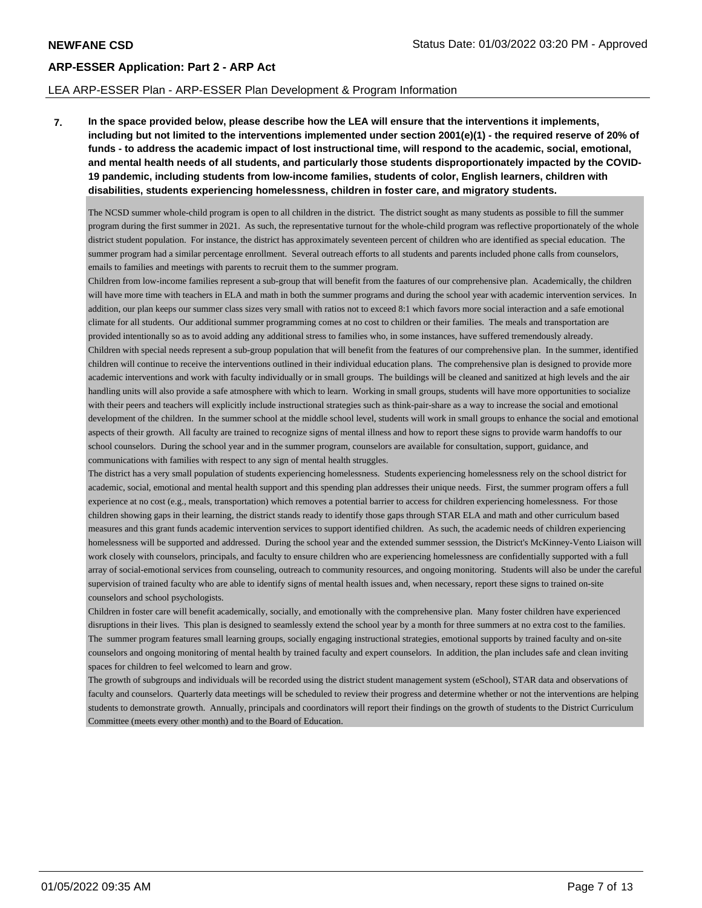LEA ARP-ESSER Plan - ARP-ESSER Plan Development & Program Information

**7. In the space provided below, please describe how the LEA will ensure that the interventions it implements, including but not limited to the interventions implemented under section 2001(e)(1) - the required reserve of 20% of funds - to address the academic impact of lost instructional time, will respond to the academic, social, emotional, and mental health needs of all students, and particularly those students disproportionately impacted by the COVID-19 pandemic, including students from low-income families, students of color, English learners, children with disabilities, students experiencing homelessness, children in foster care, and migratory students.**

The NCSD summer whole-child program is open to all children in the district. The district sought as many students as possible to fill the summer program during the first summer in 2021. As such, the representative turnout for the whole-child program was reflective proportionately of the whole district student population. For instance, the district has approximately seventeen percent of children who are identified as special education. The summer program had a similar percentage enrollment. Several outreach efforts to all students and parents included phone calls from counselors, emails to families and meetings with parents to recruit them to the summer program.

Children from low-income families represent a sub-group that will benefit from the faatures of our comprehensive plan. Academically, the children will have more time with teachers in ELA and math in both the summer programs and during the school year with academic intervention services. In addition, our plan keeps our summer class sizes very small with ratios not to exceed 8:1 which favors more social interaction and a safe emotional climate for all students. Our additional summer programming comes at no cost to children or their families. The meals and transportation are provided intentionally so as to avoid adding any additional stress to families who, in some instances, have suffered tremendously already.

Children with special needs represent a sub-group population that will benefit from the features of our comprehensive plan. In the summer, identified children will continue to receive the interventions outlined in their individual education plans. The comprehensive plan is designed to provide more academic interventions and work with faculty individually or in small groups. The buildings will be cleaned and sanitized at high levels and the air handling units will also provide a safe atmosphere with which to learn. Working in small groups, students will have more opportunities to socialize with their peers and teachers will explicitly include instructional strategies such as think-pair-share as a way to increase the social and emotional development of the children. In the summer school at the middle school level, students will work in small groups to enhance the social and emotional aspects of their growth. All faculty are trained to recognize signs of mental illness and how to report these signs to provide warm handoffs to our school counselors. During the school year and in the summer program, counselors are available for consultation, support, guidance, and communications with families with respect to any sign of mental health struggles.

The district has a very small population of students experiencing homelessness. Students experiencing homelessness rely on the school district for academic, social, emotional and mental health support and this spending plan addresses their unique needs. First, the summer program offers a full experience at no cost (e.g., meals, transportation) which removes a potential barrier to access for children experiencing homelessness. For those children showing gaps in their learning, the district stands ready to identify those gaps through STAR ELA and math and other curriculum based measures and this grant funds academic intervention services to support identified children. As such, the academic needs of children experiencing homelessness will be supported and addressed. During the school year and the extended summer sesssion, the District's McKinney-Vento Liaison will work closely with counselors, principals, and faculty to ensure children who are experiencing homelessness are confidentially supported with a full array of social-emotional services from counseling, outreach to community resources, and ongoing monitoring. Students will also be under the careful supervision of trained faculty who are able to identify signs of mental health issues and, when necessary, report these signs to trained on-site counselors and school psychologists.

Children in foster care will benefit academically, socially, and emotionally with the comprehensive plan. Many foster children have experienced disruptions in their lives. This plan is designed to seamlessly extend the school year by a month for three summers at no extra cost to the families. The summer program features small learning groups, socially engaging instructional strategies, emotional supports by trained faculty and on-site counselors and ongoing monitoring of mental health by trained faculty and expert counselors. In addition, the plan includes safe and clean inviting spaces for children to feel welcomed to learn and grow.

The growth of subgroups and individuals will be recorded using the district student management system (eSchool), STAR data and observations of faculty and counselors. Quarterly data meetings will be scheduled to review their progress and determine whether or not the interventions are helping students to demonstrate growth. Annually, principals and coordinators will report their findings on the growth of students to the District Curriculum Committee (meets every other month) and to the Board of Education.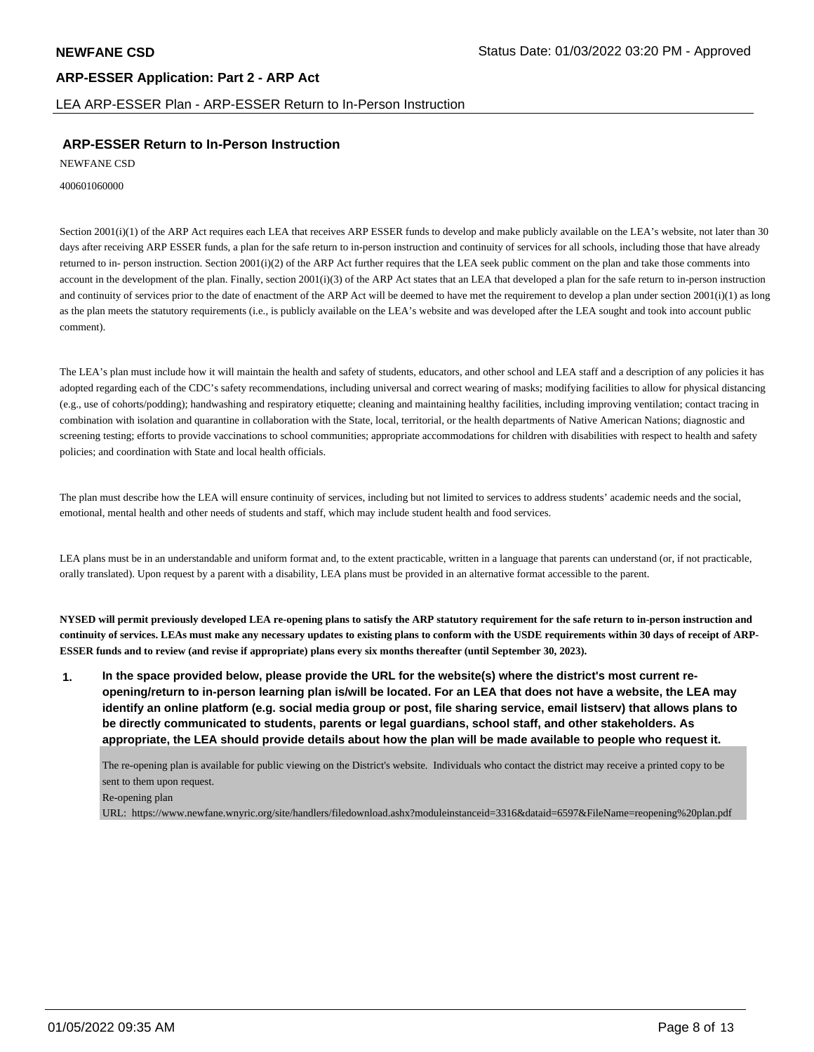## ARP-ESSER Return to In-Person Instruction

NEWFANE CSD

400601060000

Section 2001(i)(1) of the ARP Act requires each LEA that receives ARP ESSER funds to develop and make publicly available on the LEA's website, not later than 30 days after receiving ARP ESSER funds, a plan for the safe return to in-person instruction and continuity of services for all schools, including those that have already returned to in- person instruction. Section 2001(i)(2) of the ARP Act further requires that the LEA seek public comment on the plan and take those comments into account in the development of the plan. Finally, section 2001(i)(3) of the ARP Act states that an LEA that developed a plan for the safe return to in-person instruction and continuity of services prior to the date of enactment of the ARP Act will be deemed to have met the requirement to develop a plan under section 2001(i)(1) as long as the plan meets the statutory requirements (i.e., is publicly available on the LEA's website and was developed after the LEA sought and took into account public comment).

The LEA's plan must include how it will maintain the health and safety of students, educators, and other school and LEA staff and a description of any policies it has adopted regarding each of the CDC's safety recommendations, including universal and correct wearing of masks; modifying facilities to allow for physical distancing (e.g., use of cohorts/podding); handwashing and respiratory etiquette; cleaning and maintaining healthy facilities, including improving ventilation; contact tracing in combination with isolation and quarantine in collaboration with the State, local, territorial, or the health departments of Native American Nations; diagnostic and screening testing; efforts to provide vaccinations to school communities; appropriate accommodations for children with disabilities with respect to health and safety policies; and coordination with State and local health officials.

The plan must describe how the LEA will ensure continuity of services, including but not limited to services to address students' academic needs and the social, emotional, mental health and other needs of students and staff, which may include student health and food services.

LEA plans must be in an understandable and uniform format and, to the extent practicable, written in a language that parents can understand (or, if not practicable, orally translated). Upon request by a parent with a disability, LEA plans must be provided in an alternative format accessible to the parent.

**NYSED will permit previously developed LEA re-opening plans to satisfy the ARP statutory requirement for the safe return to in-person instruction and continuity of services. LEAs must make any necessary updates to existing plans to conform with the USDE requirements within 30 days of receipt of ARP-ESSER funds and to review (and revise if appropriate) plans every six months thereafter (until September 30, 2023).**

**1. In the space provided below, please provide the URL for the website(s) where the district's most current re-opening/return to in-person learning plan is/will be located. For an LEA that does not have a website, the LEA may identify an online platform (e.g. social media group or post, file sharing service, email listserv) that allows plans to be directly communicated to students, parents or legal guardians, school staff, and other stakeholders. As appropriate, the LEA should provide details about how the plan will be made available to people who request it.**

The re-opening plan is available for public viewing on the District's website. Individuals who contact the district may receive a printed copy to be sent to them upon request.

Re-opening plan

URL: https://www.newfane.wnyric.org/site/handlers/filedownload.ashx?moduleinstanceid=3316&dataid=6597&FileName=reopening%20plan.pdf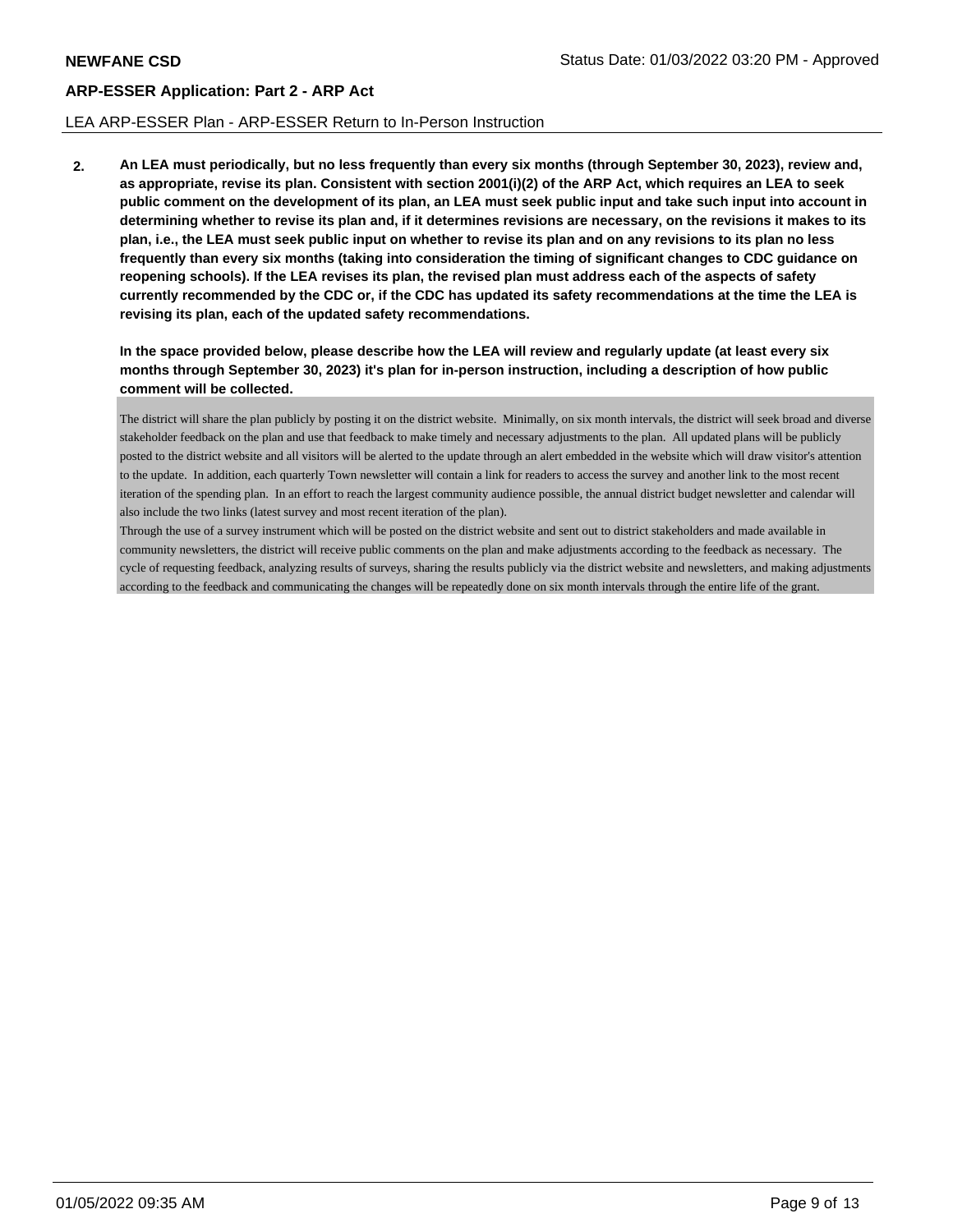**2.** **An LEA must periodically, but no less frequently than every six months (through September 30, 2023), review and, as appropriate, revise its plan. Consistent with section 2001(i)(2) of the ARP Act, which requires an LEA to seek public comment on the development of its plan, an LEA must seek public input and take such input into account in determining whether to revise its plan and, if it determines revisions are necessary, on the revisions it makes to its plan, i.e., the LEA must seek public input on whether to revise its plan and on any revisions to its plan no less frequently than every six months (taking into consideration the timing of significant changes to CDC guidance on reopening schools). If the LEA revises its plan, the revised plan must address each of the aspects of safety currently recommended by the CDC or, if the CDC has updated its safety recommendations at the time the LEA is revising its plan, each of the updated safety recommendations.**

**In the space provided below, please describe how the LEA will review and regularly update (at least every six months through September 30, 2023) it's plan for in-person instruction, including a description of how public comment will be collected.**

The district will share the plan publicly by posting it on the district website. Minimally, on six month intervals, the district will seek broad and diverse stakeholder feedback on the plan and use that feedback to make timely and necessary adjustments to the plan. All updated plans will be publicly posted to the district website and all visitors will be alerted to the update through an alert embedded in the website which will draw visitor's attention to the update. In addition, each quarterly Town newsletter will contain a link for readers to access the survey and another link to the most recent iteration of the spending plan. In an effort to reach the largest community audience possible, the annual district budget newsletter and calendar will also include the two links (latest survey and most recent iteration of the plan).

Through the use of a survey instrument which will be posted on the district website and sent out to district stakeholders and made available in community newsletters, the district will receive public comments on the plan and make adjustments according to the feedback as necessary. The cycle of requesting feedback, analyzing results of surveys, sharing the results publicly via the district website and newsletters, and making adjustments according to the feedback and communicating the changes will be repeatedly done on six month intervals through the entire life of the grant.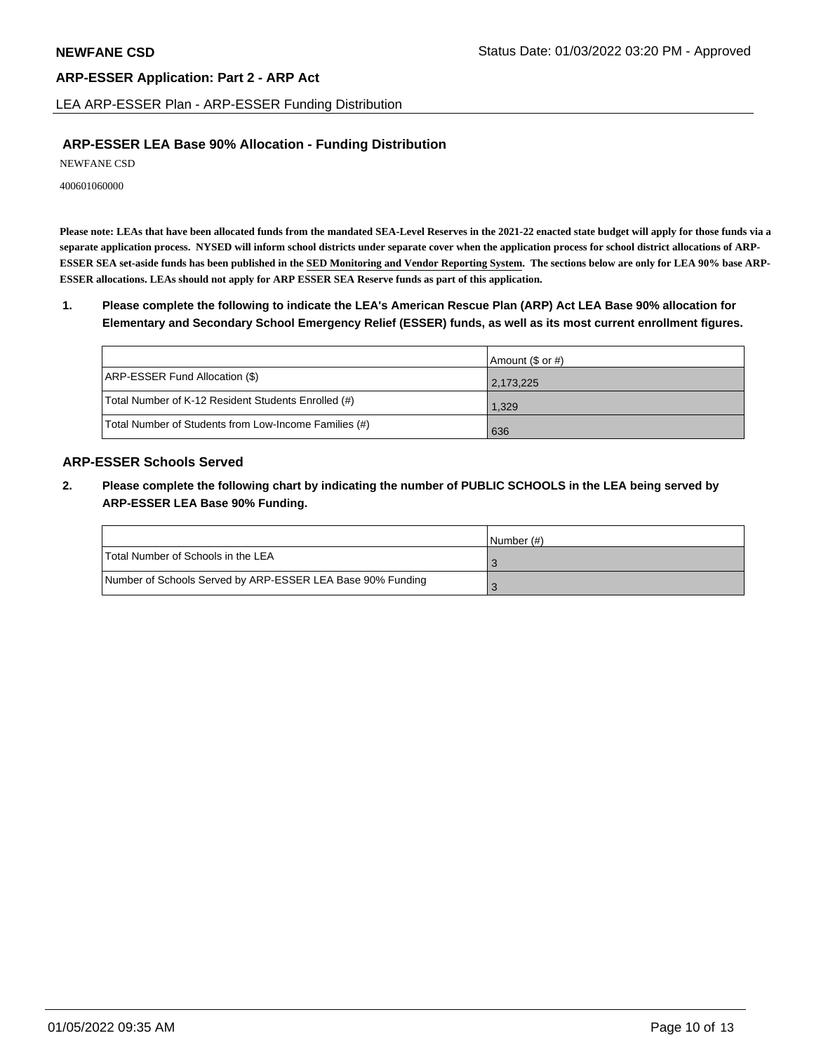## ARP-ESSER LEA Base 90% Allocation - Funding Distribution

NEWFANE CSD

400601060000

**Please note: LEAs that have been allocated funds from the mandated SEA-Level Reserves in the 2021-22 enacted state budget will apply for those funds via a separate application process. NYSED will inform school districts under separate cover when the application process for school district allocations of ARP-ESSER SEA set-aside funds has been published in the SED Monitoring and Vendor Reporting System. The sections below are only for LEA 90% base ARP-ESSER allocations. LEAs should not apply for ARP ESSER SEA Reserve funds as part of this application.**

**1. Please complete the following to indicate the LEA's American Rescue Plan (ARP) Act LEA Base 90% allocation for Elementary and Secondary School Emergency Relief (ESSER) funds, as well as its most current enrollment figures.**

| | Amount ($ or #) |
|---|---|
| ARP-ESSER Fund Allocation ($) | 2,173,225 |
| Total Number of K-12 Resident Students Enrolled (#) | 1,329 |
| Total Number of Students from Low-Income Families (#) | 636 |

## ARP-ESSER Schools Served

**2. Please complete the following chart by indicating the number of PUBLIC SCHOOLS in the LEA being served by ARP-ESSER LEA Base 90% Funding.**

| | Number (#) |
|---|---|
| Total Number of Schools in the LEA | 3 |
| Number of Schools Served by ARP-ESSER LEA Base 90% Funding | 3 |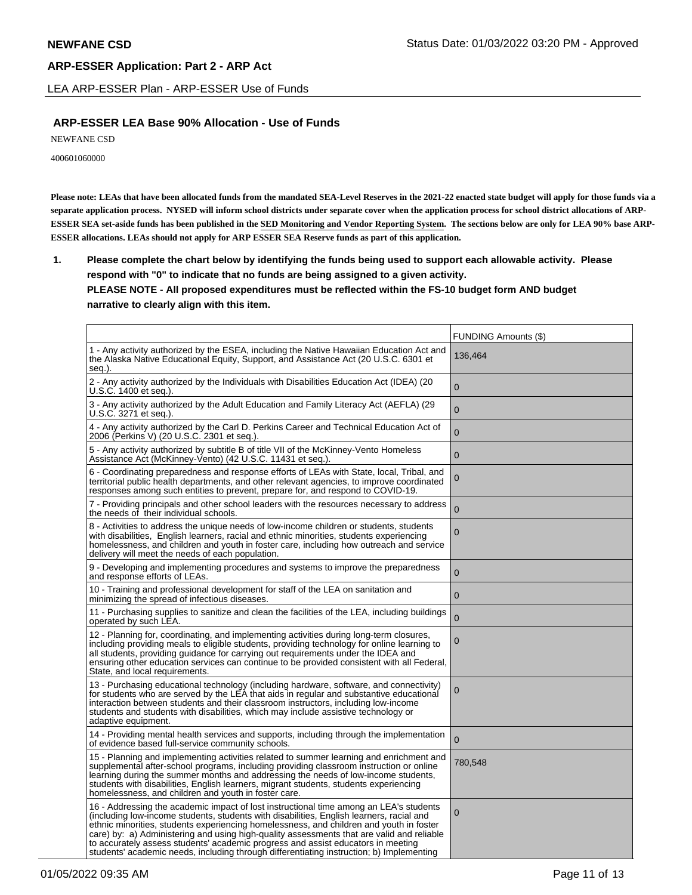## ARP-ESSER LEA Base 90% Allocation - Use of Funds

NEWFANE CSD

400601060000

**Please note: LEAs that have been allocated funds from the mandated SEA-Level Reserves in the 2021-22 enacted state budget will apply for those funds via a separate application process. NYSED will inform school districts under separate cover when the application process for school district allocations of ARP-ESSER SEA set-aside funds has been published in the SED Monitoring and Vendor Reporting System. The sections below are only for LEA 90% base ARP-ESSER allocations. LEAs should not apply for ARP ESSER SEA Reserve funds as part of this application.**

1. **Please complete the chart below by identifying the funds being used to support each allowable activity. Please respond with "0" to indicate that no funds are being assigned to a given activity.**
   **PLEASE NOTE - All proposed expenditures must be reflected within the FS-10 budget form AND budget narrative to clearly align with this item.**

| | FUNDING Amounts ($) |
|---|---|
| 1 - Any activity authorized by the ESEA, including the Native Hawaiian Education Act and the Alaska Native Educational Equity, Support, and Assistance Act (20 U.S.C. 6301 et seq.). | 136,464 |
| 2 - Any activity authorized by the Individuals with Disabilities Education Act (IDEA) (20 U.S.C. 1400 et seq.). | 0 |
| 3 - Any activity authorized by the Adult Education and Family Literacy Act (AEFLA) (29 U.S.C. 3271 et seq.). | 0 |
| 4 - Any activity authorized by the Carl D. Perkins Career and Technical Education Act of 2006 (Perkins V) (20 U.S.C. 2301 et seq.). | 0 |
| 5 - Any activity authorized by subtitle B of title VII of the McKinney-Vento Homeless Assistance Act (McKinney-Vento) (42 U.S.C. 11431 et seq.). | 0 |
| 6 - Coordinating preparedness and response efforts of LEAs with State, local, Tribal, and territorial public health departments, and other relevant agencies, to improve coordinated responses among such entities to prevent, prepare for, and respond to COVID-19. | 0 |
| 7 - Providing principals and other school leaders with the resources necessary to address the needs of their individual schools. | 0 |
| 8 - Activities to address the unique needs of low-income children or students, students with disabilities, English learners, racial and ethnic minorities, students experiencing homelessness, and children and youth in foster care, including how outreach and service delivery will meet the needs of each population. | 0 |
| 9 - Developing and implementing procedures and systems to improve the preparedness and response efforts of LEAs. | 0 |
| 10 - Training and professional development for staff of the LEA on sanitation and minimizing the spread of infectious diseases. | 0 |
| 11 - Purchasing supplies to sanitize and clean the facilities of the LEA, including buildings operated by such LEA. | 0 |
| 12 - Planning for, coordinating, and implementing activities during long-term closures, including providing meals to eligible students, providing technology for online learning to all students, providing guidance for carrying out requirements under the IDEA and ensuring other education services can continue to be provided consistent with all Federal, State, and local requirements. | 0 |
| 13 - Purchasing educational technology (including hardware, software, and connectivity) for students who are served by the LEA that aids in regular and substantive educational interaction between students and their classroom instructors, including low-income students and students with disabilities, which may include assistive technology or adaptive equipment. | 0 |
| 14 - Providing mental health services and supports, including through the implementation of evidence based full-service community schools. | 0 |
| 15 - Planning and implementing activities related to summer learning and enrichment and supplemental after-school programs, including providing classroom instruction or online learning during the summer months and addressing the needs of low-income students, students with disabilities, English learners, migrant students, students experiencing homelessness, and children and youth in foster care. | 780,548 |
| 16 - Addressing the academic impact of lost instructional time among an LEA's students (including low-income students, students with disabilities, English learners, racial and ethnic minorities, students experiencing homelessness, and children and youth in foster care) by: a) Administering and using high-quality assessments that are valid and reliable to accurately assess students' academic progress and assist educators in meeting students' academic needs, including through differentiating instruction; b) Implementing | 0 |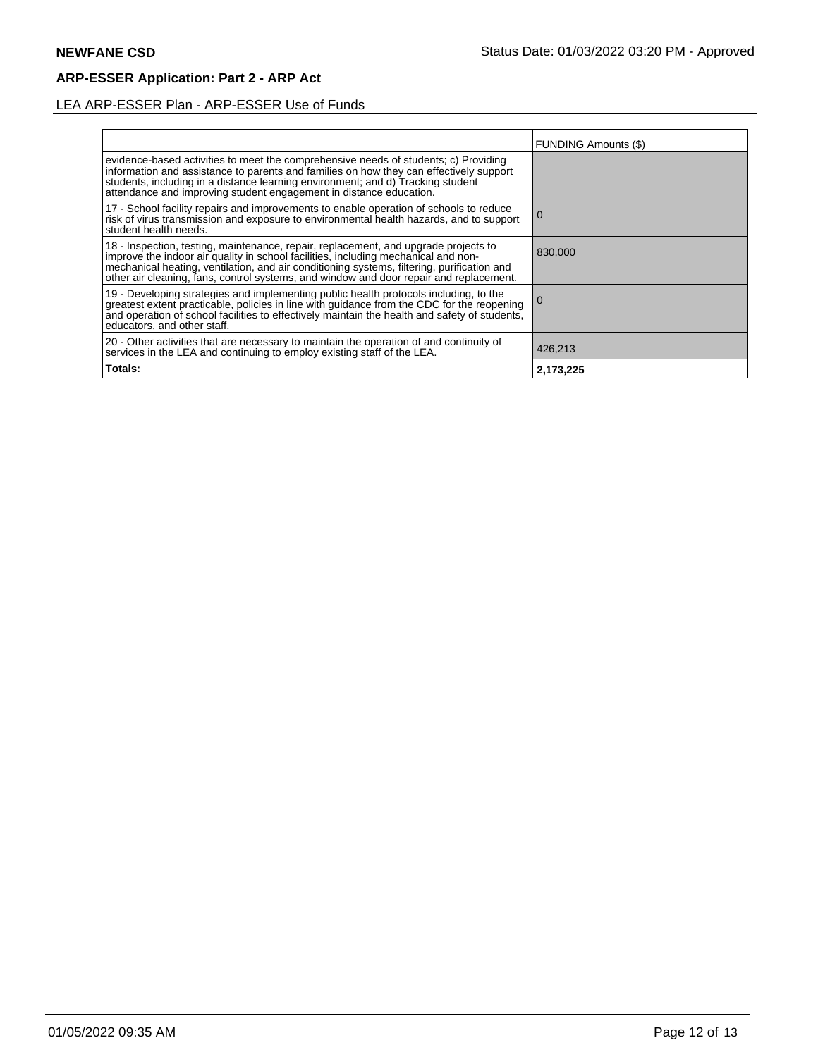**NEWFANE CSD**

Status Date: 01/03/2022 03:20 PM - Approved

## ARP-ESSER Application: Part 2 - ARP Act

LEA ARP-ESSER Plan - ARP-ESSER Use of Funds

| | FUNDING Amounts ($) |
|---|---|
| evidence-based activities to meet the comprehensive needs of students; c) Providing information and assistance to parents and families on how they can effectively support students, including in a distance learning environment; and d) Tracking student attendance and improving student engagement in distance education. | |
| 17 - School facility repairs and improvements to enable operation of schools to reduce risk of virus transmission and exposure to environmental health hazards, and to support student health needs. | 0 |
| 18 - Inspection, testing, maintenance, repair, replacement, and upgrade projects to improve the indoor air quality in school facilities, including mechanical and non-mechanical heating, ventilation, and air conditioning systems, filtering, purification and other air cleaning, fans, control systems, and window and door repair and replacement. | 830,000 |
| 19 - Developing strategies and implementing public health protocols including, to the greatest extent practicable, policies in line with guidance from the CDC for the reopening and operation of school facilities to effectively maintain the health and safety of students, educators, and other staff. | 0 |
| 20 - Other activities that are necessary to maintain the operation of and continuity of services in the LEA and continuing to employ existing staff of the LEA. | 426,213 |
| **Totals:** | **2,173,225** |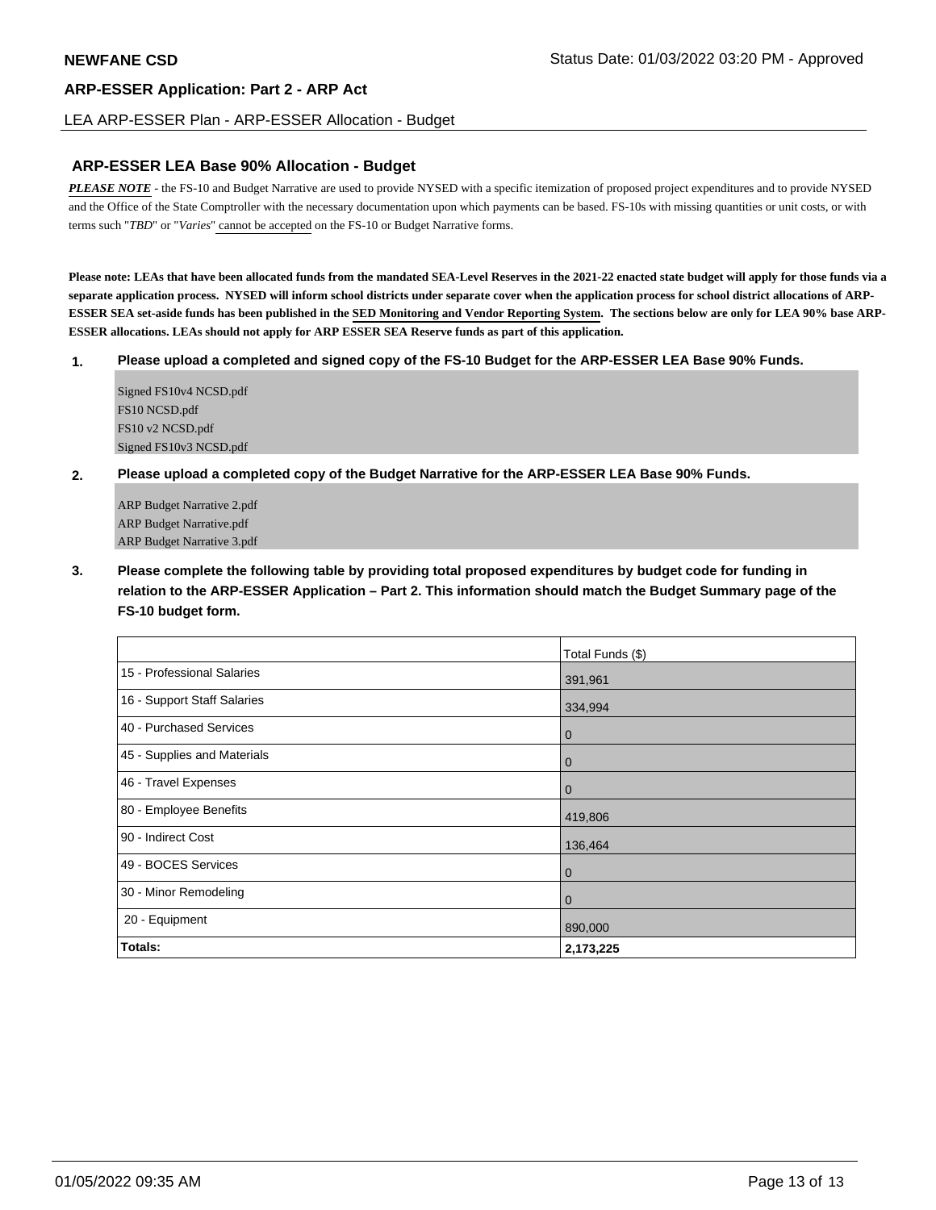NEWFANE CSD

Status Date: 01/03/2022 03:20 PM - Approved

**ARP-ESSER Application: Part 2 - ARP Act**

LEA ARP-ESSER Plan - ARP-ESSER Allocation - Budget

### ARP-ESSER LEA Base 90% Allocation - Budget

***PLEASE NOTE*** - the FS-10 and Budget Narrative are used to provide NYSED with a specific itemization of proposed project expenditures and to provide NYSED and the Office of the State Comptroller with the necessary documentation upon which payments can be based. FS-10s with missing quantities or unit costs, or with terms such "*TBD*" or "*Varies*" cannot be accepted on the FS-10 or Budget Narrative forms.

**Please note: LEAs that have been allocated funds from the mandated SEA-Level Reserves in the 2021-22 enacted state budget will apply for those funds via a separate application process. NYSED will inform school districts under separate cover when the application process for school district allocations of ARP-ESSER SEA set-aside funds has been published in the SED Monitoring and Vendor Reporting System. The sections below are only for LEA 90% base ARP-ESSER allocations. LEAs should not apply for ARP ESSER SEA Reserve funds as part of this application.**

**1. Please upload a completed and signed copy of the FS-10 Budget for the ARP-ESSER LEA Base 90% Funds.**

Signed FS10v4 NCSD.pdf
FS10 NCSD.pdf
FS10 v2 NCSD.pdf
Signed FS10v3 NCSD.pdf

**2. Please upload a completed copy of the Budget Narrative for the ARP-ESSER LEA Base 90% Funds.**

ARP Budget Narrative 2.pdf
ARP Budget Narrative.pdf
ARP Budget Narrative 3.pdf

**3. Please complete the following table by providing total proposed expenditures by budget code for funding in relation to the ARP-ESSER Application – Part 2. This information should match the Budget Summary page of the FS-10 budget form.**

| | Total Funds ($) |
|---|---|
| 15 - Professional Salaries | 391,961 |
| 16 - Support Staff Salaries | 334,994 |
| 40 - Purchased Services | 0 |
| 45 - Supplies and Materials | 0 |
| 46 - Travel Expenses | 0 |
| 80 - Employee Benefits | 419,806 |
| 90 - Indirect Cost | 136,464 |
| 49 - BOCES Services | 0 |
| 30 - Minor Remodeling | 0 |
| 20 - Equipment | 890,000 |
| **Totals:** | **2,173,225** |